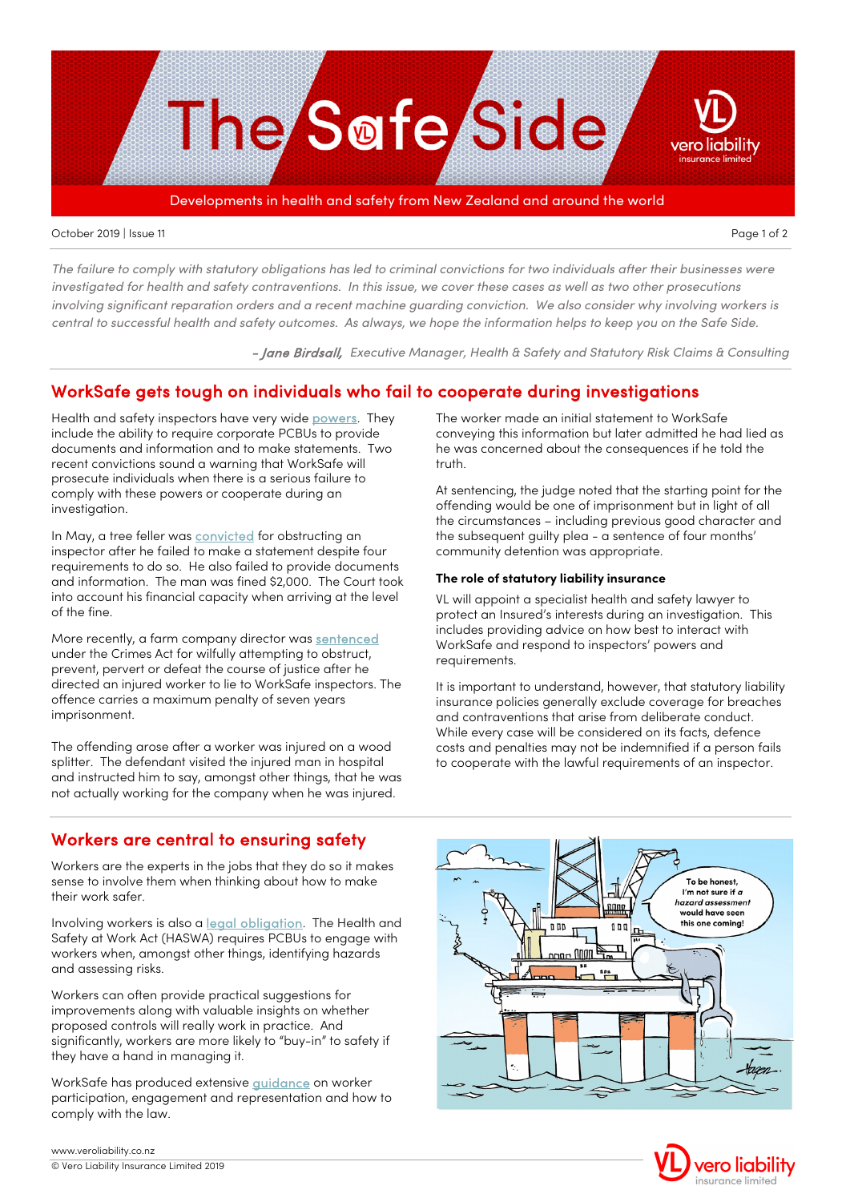# The Safe Side

Developments in health and safety from New Zealand and around the world

October 2019 | Issue 11

*The failure to comply with statutory obligations has led to criminal convictions for two individuals after their businesses were investigated for health and safety contraventions. In this issue, we cover these cases as well as two other prosecutions involving significant reparation orders and a recent machine guarding conviction. We also consider why involving workers is central to successful health and safety outcomes. As always, we hope the information helps to keep you on the Safe Side.*

*– Jane Birdsall, Executive Manager, Health & Safety and Statutory Risk Claims & Consulting*

## WorkSafe gets tough on individuals who fail to cooperate during investigations

Health and safety inspectors have very wide powers. They include the ability to require corporate PCBUs to provide documents and information and to make statements. Two recent convictions sound a warning that WorkSafe will prosecute individuals when there is a serious failure to comply with these powers or cooperate during an investigation.

In May, a tree feller was convicted for obstructing an inspector after he failed to make a statement despite four requirements to do so. He also failed to provide documents and information. The man was fined $2,000. The Court took into account his financial capacity when arriving at the level of the fine.

More recently, a farm company director was sentenced under the Crimes Act for wilfully attempting to obstruct, prevent, pervert or defeat the course of justice after he directed an injured worker to lie to WorkSafe inspectors. The offence carries a maximum penalty of seven years imprisonment.

The offending arose after a worker was injured on a wood splitter. The defendant visited the injured man in hospital and instructed him to say, amongst other things, that he was not actually working for the company when he was injured.

The worker made an initial statement to WorkSafe conveying this information but later admitted he had lied as he was concerned about the consequences if he told the truth.

At sentencing, the judge noted that the starting point for the offending would be one of imprisonment but in light of all the circumstances – including previous good character and the subsequent guilty plea – a sentence of four months' community detention was appropriate.

### The role of statutory liability insurance

VL will appoint a specialist health and safety lawyer to protect an Insured's interests during an investigation. This includes providing advice on how best to interact with WorkSafe and respond to inspectors' powers and requirements.

It is important to understand, however, that statutory liability insurance policies generally exclude coverage for breaches and contraventions that arise from deliberate conduct. While every case will be considered on its facts, defence costs and penalties may not be indemnified if a person fails to cooperate with the lawful requirements of an inspector.

## Workers are central to ensuring safety

Workers are the experts in the jobs that they do so it makes sense to involve them when thinking about how to make their work safer.

Involving workers is also a legal obligation. The Health and Safety at Work Act (HASWA) requires PCBUs to engage with workers when, amongst other things, identifying hazards and assessing risks.

Workers can often provide practical suggestions for improvements along with valuable insights on whether proposed controls will really work in practice. And significantly, workers are more likely to "buy-in" to safety if they have a hand in managing it.

WorkSafe has produced extensive guidance on worker participation, engagement and representation and how to comply with the law.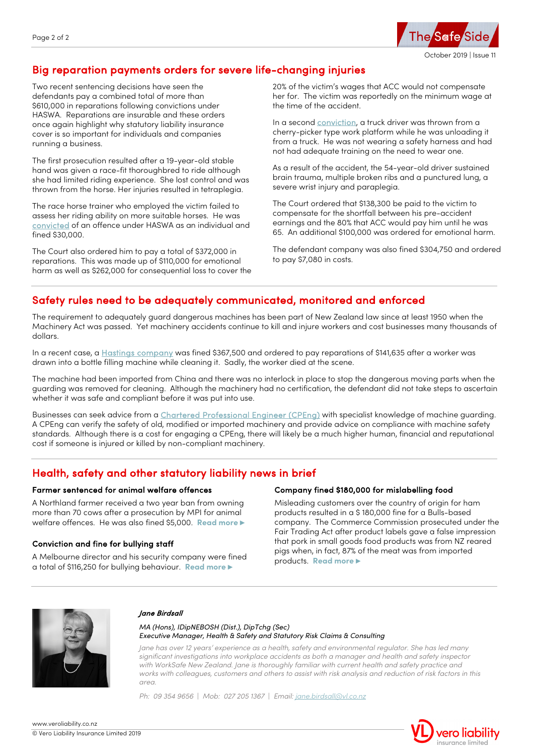## Big reparation payments orders for severe life-changing injuries

Two recent sentencing decisions have seen the defendants pay a combined total of more than $610,000 in reparations following convictions under HASWA. Reparations are insurable and these orders once again highlight why statutory liability insurance cover is so important for individuals and companies running a business.

The first prosecution resulted after a 19-year-old stable hand was given a race-fit thoroughbred to ride although she had limited riding experience. She lost control and was thrown from the horse. Her injuries resulted in tetraplegia.

The race horse trainer who employed the victim failed to assess her riding ability on more suitable horses. He was convicted of an offence under HASWA as an individual and fined $30,000.

The Court also ordered him to pay a total of $372,000 in reparations. This was made up of $110,000 for emotional harm as well as $262,000 for consequential loss to cover the 20% of the victim's wages that ACC would not compensate her for. The victim was reportedly on the minimum wage at the time of the accident.

In a second conviction, a truck driver was thrown from a cherry-picker type work platform while he was unloading it from a truck. He was not wearing a safety harness and had not had adequate training on the need to wear one.

As a result of the accident, the 54-year-old driver sustained brain trauma, multiple broken ribs and a punctured lung, a severe wrist injury and paraplegia.

The Court ordered that $138,300 be paid to the victim to compensate for the shortfall between his pre-accident earnings and the 80% that ACC would pay him until he was 65. An additional $100,000 was ordered for emotional harm.

The defendant company was also fined $304,750 and ordered to pay $7,080 in costs.

## Safety rules need to be adequately communicated, monitored and enforced

The requirement to adequately guard dangerous machines has been part of New Zealand law since at least 1950 when the Machinery Act was passed. Yet machinery accidents continue to kill and injure workers and cost businesses many thousands of dollars.

In a recent case, a Hastings company was fined $367,500 and ordered to pay reparations of $141,635 after a worker was drawn into a bottle filling machine while cleaning it. Sadly, the worker died at the scene.

The machine had been imported from China and there was no interlock in place to stop the dangerous moving parts when the guarding was removed for cleaning. Although the machinery had no certification, the defendant did not take steps to ascertain whether it was safe and compliant before it was put into use.

Businesses can seek advice from a Chartered Professional Engineer (CPEng) with specialist knowledge of machine guarding. A CPEng can verify the safety of old, modified or imported machinery and provide advice on compliance with machine safety standards. Although there is a cost for engaging a CPEng, there will likely be a much higher human, financial and reputational cost if someone is injured or killed by non-compliant machinery.

## Health, safety and other statutory liability news in brief

### Farmer sentenced for animal welfare offences

A Northland farmer received a two year ban from owning more than 70 cows after a prosecution by MPI for animal welfare offences. He was also fined $5,000. **Read more ▸**

### Conviction and fine for bullying staff

A Melbourne director and his security company were fined a total of $116,250 for bullying behaviour. **Read more ▸**

### Company fined $180,000 for mislabelling food

Misleading customers over the country of origin for ham products resulted in a $ 180,000 fine for a Bulls-based company. The Commerce Commission prosecuted under the Fair Trading Act after product labels gave a false impression that pork in small goods food products was from NZ reared pigs when, in fact, 87% of the meat was from imported products. **Read more ▸**

***Jane Birdsall***

*MA (Hons), IDipNEBOSH (Dist.), DipTchg (Sec)*
*Executive Manager, Health & Safety and Statutory Risk Claims & Consulting*

*Jane has over 12 years' experience as a health, safety and environmental regulator. She has led many significant investigations into workplace accidents as both a manager and health and safety inspector with WorkSafe New Zealand. Jane is thoroughly familiar with current health and safety practice and works with colleagues, customers and others to assist with risk analysis and reduction of risk factors in this area.*

*Ph: 09 354 9656 | Mob: 027 205 1367 | Email: jane.birdsall@vl.co.nz*

www.veroliability.co.nz
© Vero Liability Insurance Limited 2019